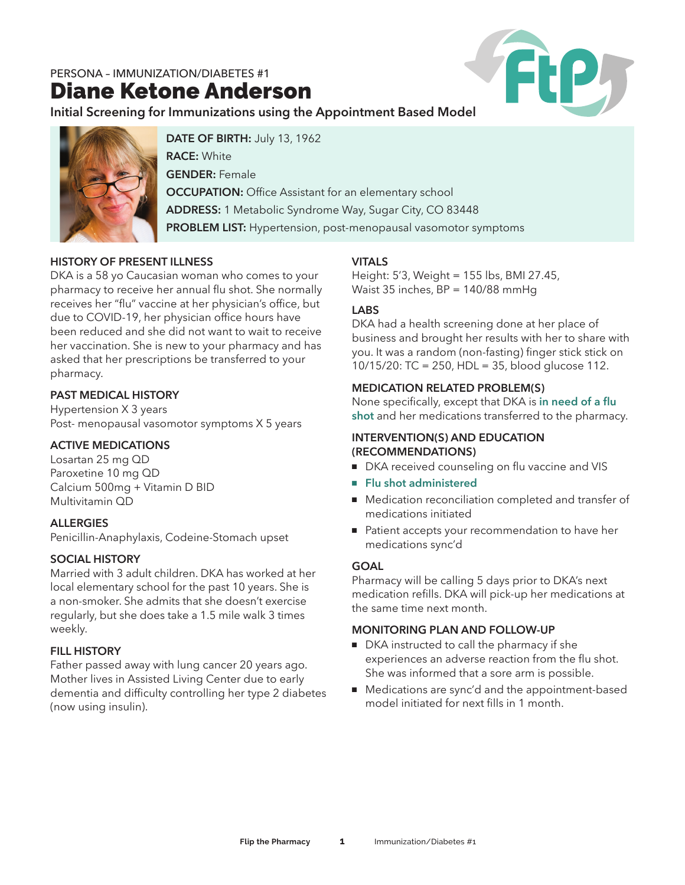PERSONA – IMMUNIZATION/DIABETES #1

# Diane Ketone Anderson

**Initial Screening for Immunizations using the Appointment Based Model**

**DATE OF BIRTH:** July 13, 1962
**RACE:** White
**GENDER:** Female
**OCCUPATION:** Office Assistant for an elementary school
**ADDRESS:** 1 Metabolic Syndrome Way, Sugar City, CO 83448
**PROBLEM LIST:** Hypertension, post-menopausal vasomotor symptoms

### HISTORY OF PRESENT ILLNESS

DKA is a 58 yo Caucasian woman who comes to your pharmacy to receive her annual flu shot. She normally receives her "flu" vaccine at her physician's office, but due to COVID-19, her physician office hours have been reduced and she did not want to wait to receive her vaccination. She is new to your pharmacy and has asked that her prescriptions be transferred to your pharmacy.

### PAST MEDICAL HISTORY

Hypertension X 3 years
Post- menopausal vasomotor symptoms X 5 years

### ACTIVE MEDICATIONS

Losartan 25 mg QD
Paroxetine 10 mg QD
Calcium 500mg + Vitamin D BID
Multivitamin QD

### ALLERGIES

Penicillin-Anaphylaxis, Codeine-Stomach upset

### SOCIAL HISTORY

Married with 3 adult children. DKA has worked at her local elementary school for the past 10 years. She is a non-smoker. She admits that she doesn't exercise regularly, but she does take a 1.5 mile walk 3 times weekly.

### FILL HISTORY

Father passed away with lung cancer 20 years ago. Mother lives in Assisted Living Center due to early dementia and difficulty controlling her type 2 diabetes (now using insulin).

### VITALS

Height: 5'3, Weight = 155 lbs, BMI 27.45, Waist 35 inches, BP = 140/88 mmHg

### LABS

DKA had a health screening done at her place of business and brought her results with her to share with you. It was a random (non-fasting) finger stick stick on 10/15/20: TC = 250, HDL = 35, blood glucose 112.

### MEDICATION RELATED PROBLEM(S)

None specifically, except that DKA is **in need of a flu shot** and her medications transferred to the pharmacy.

### INTERVENTION(S) AND EDUCATION (RECOMMENDATIONS)

- DKA received counseling on flu vaccine and VIS
- **Flu shot administered**
- Medication reconciliation completed and transfer of medications initiated
- Patient accepts your recommendation to have her medications sync'd

### GOAL

Pharmacy will be calling 5 days prior to DKA's next medication refills. DKA will pick-up her medications at the same time next month.

### MONITORING PLAN AND FOLLOW-UP

- DKA instructed to call the pharmacy if she experiences an adverse reaction from the flu shot. She was informed that a sore arm is possible.
- Medications are sync'd and the appointment-based model initiated for next fills in 1 month.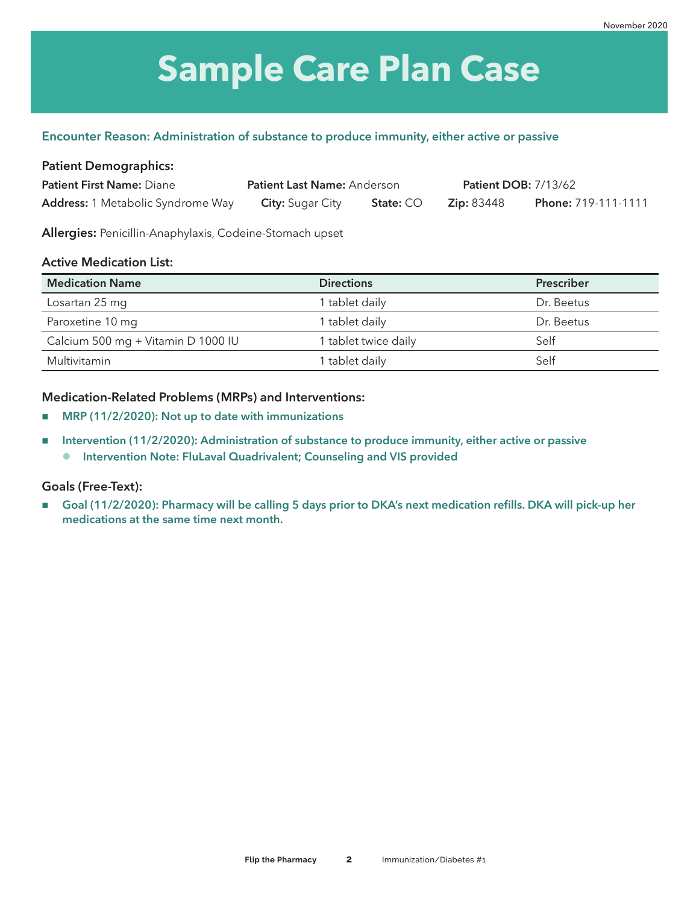# Sample Care Plan Case

**Encounter Reason: Administration of substance to produce immunity, either active or passive**

**Patient Demographics:**

**Patient First Name:** Diane **Patient Last Name:** Anderson **Patient DOB:** 7/13/62
**Address:** 1 Metabolic Syndrome Way **City:** Sugar City **State:** CO **Zip:** 83448 **Phone:** 719-111-1111

**Allergies:** Penicillin-Anaphylaxis, Codeine-Stomach upset

**Active Medication List:**

| Medication Name | Directions | Prescriber |
|---|---|---|
| Losartan 25 mg | 1 tablet daily | Dr. Beetus |
| Paroxetine 10 mg | 1 tablet daily | Dr. Beetus |
| Calcium 500 mg + Vitamin D 1000 IU | 1 tablet twice daily | Self |
| Multivitamin | 1 tablet daily | Self |

**Medication-Related Problems (MRPs) and Interventions:**

- **MRP (11/2/2020): Not up to date with immunizations**
- **Intervention (11/2/2020): Administration of substance to produce immunity, either active or passive**
  - **Intervention Note: FluLaval Quadrivalent; Counseling and VIS provided**

**Goals (Free-Text):**

- **Goal (11/2/2020): Pharmacy will be calling 5 days prior to DKA's next medication refills. DKA will pick-up her medications at the same time next month.**